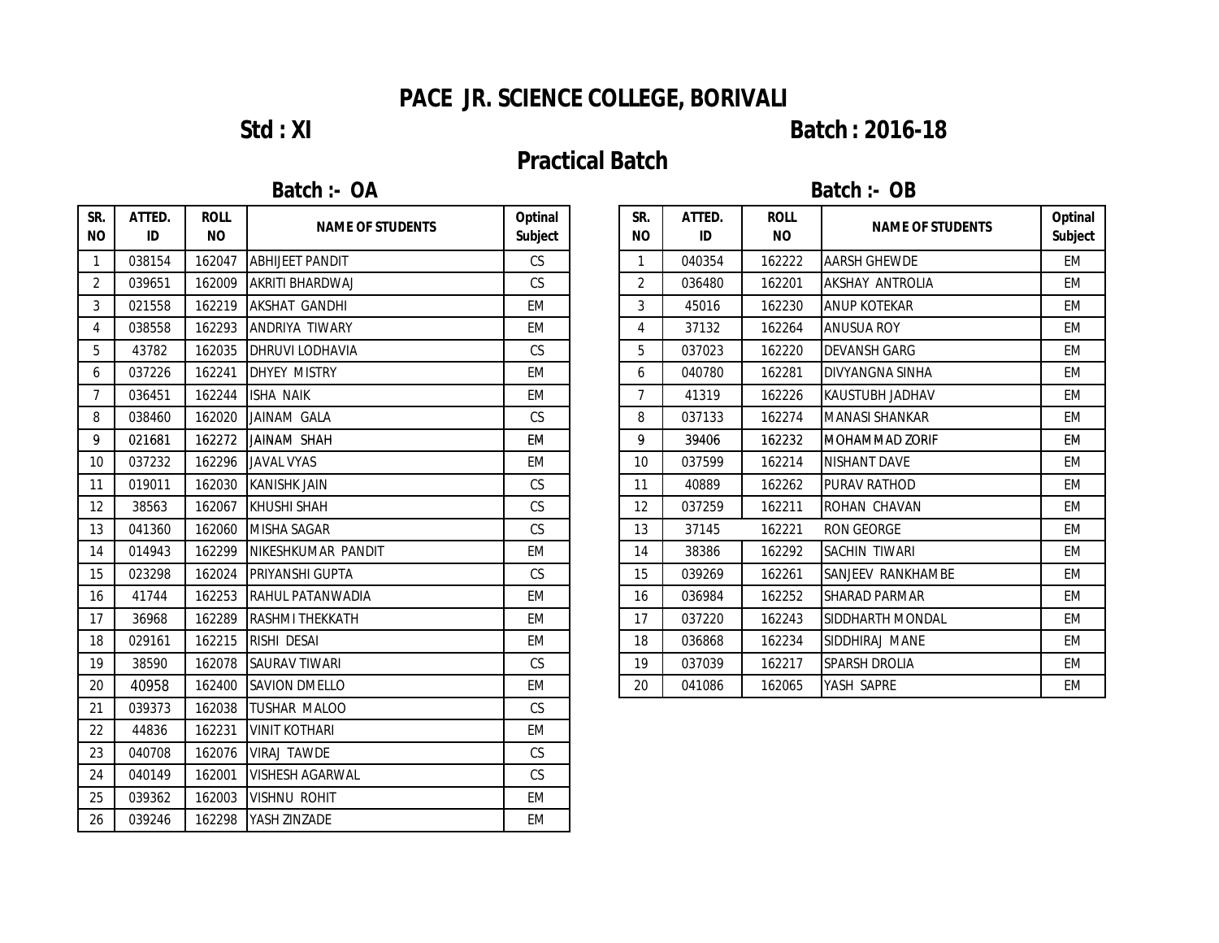# PACE JR. SCIENCE COLLEGE, BORIVALI

## Std : XI

## Batch : 2016-18

## Practical Batch

### Batch :- OA

| SR. NO | ATTED. ID | ROLL NO | NAME OF STUDENTS | Optinal Subject |
|---|---|---|---|---|
| 1 | 038154 | 162047 | ABHIJEET PANDIT | CS |
| 2 | 039651 | 162009 | AKRITI BHARDWAJ | CS |
| 3 | 021558 | 162219 | AKSHAT GANDHI | EM |
| 4 | 038558 | 162293 | ANDRIYA TIWARY | EM |
| 5 | 43782 | 162035 | DHRUVI LODHAVIA | CS |
| 6 | 037226 | 162241 | DHYEY MISTRY | EM |
| 7 | 036451 | 162244 | ISHA NAIK | EM |
| 8 | 038460 | 162020 | JAINAM GALA | CS |
| 9 | 021681 | 162272 | JAINAM SHAH | EM |
| 10 | 037232 | 162296 | JAVAL VYAS | EM |
| 11 | 019011 | 162030 | KANISHK JAIN | CS |
| 12 | 38563 | 162067 | KHUSHI SHAH | CS |
| 13 | 041360 | 162060 | MISHA SAGAR | CS |
| 14 | 014943 | 162299 | NIKESHKUMAR PANDIT | EM |
| 15 | 023298 | 162024 | PRIYANSHI GUPTA | CS |
| 16 | 41744 | 162253 | RAHUL PATANWADIA | EM |
| 17 | 36968 | 162289 | RASHMI THEKKATH | EM |
| 18 | 029161 | 162215 | RISHI DESAI | EM |
| 19 | 38590 | 162078 | SAURAV TIWARI | CS |
| 20 | 40958 | 162400 | SAVION DMELLO | EM |
| 21 | 039373 | 162038 | TUSHAR MALOO | CS |
| 22 | 44836 | 162231 | VINIT KOTHARI | EM |
| 23 | 040708 | 162076 | VIRAJ TAWDE | CS |
| 24 | 040149 | 162001 | VISHESH AGARWAL | CS |
| 25 | 039362 | 162003 | VISHNU ROHIT | EM |
| 26 | 039246 | 162298 | YASH ZINZADE | EM |

### Batch :- OB

| SR. NO | ATTED. ID | ROLL NO | NAME OF STUDENTS | Optinal Subject |
|---|---|---|---|---|
| 1 | 040354 | 162222 | AARSH GHEWDE | EM |
| 2 | 036480 | 162201 | AKSHAY ANTROLIA | EM |
| 3 | 45016 | 162230 | ANUP KOTEKAR | EM |
| 4 | 37132 | 162264 | ANUSUA ROY | EM |
| 5 | 037023 | 162220 | DEVANSH GARG | EM |
| 6 | 040780 | 162281 | DIVYANGNA SINHA | EM |
| 7 | 41319 | 162226 | KAUSTUBH JADHAV | EM |
| 8 | 037133 | 162274 | MANASI SHANKAR | EM |
| 9 | 39406 | 162232 | MOHAMMAD ZORIF | EM |
| 10 | 037599 | 162214 | NISHANT DAVE | EM |
| 11 | 40889 | 162262 | PURAV RATHOD | EM |
| 12 | 037259 | 162211 | ROHAN CHAVAN | EM |
| 13 | 37145 | 162221 | RON GEORGE | EM |
| 14 | 38386 | 162292 | SACHIN TIWARI | EM |
| 15 | 039269 | 162261 | SANJEEV RANKHAMBE | EM |
| 16 | 036984 | 162252 | SHARAD PARMAR | EM |
| 17 | 037220 | 162243 | SIDDHARTH MONDAL | EM |
| 18 | 036868 | 162234 | SIDDHIRAJ MANE | EM |
| 19 | 037039 | 162217 | SPARSH DROLIA | EM |
| 20 | 041086 | 162065 | YASH SAPRE | EM |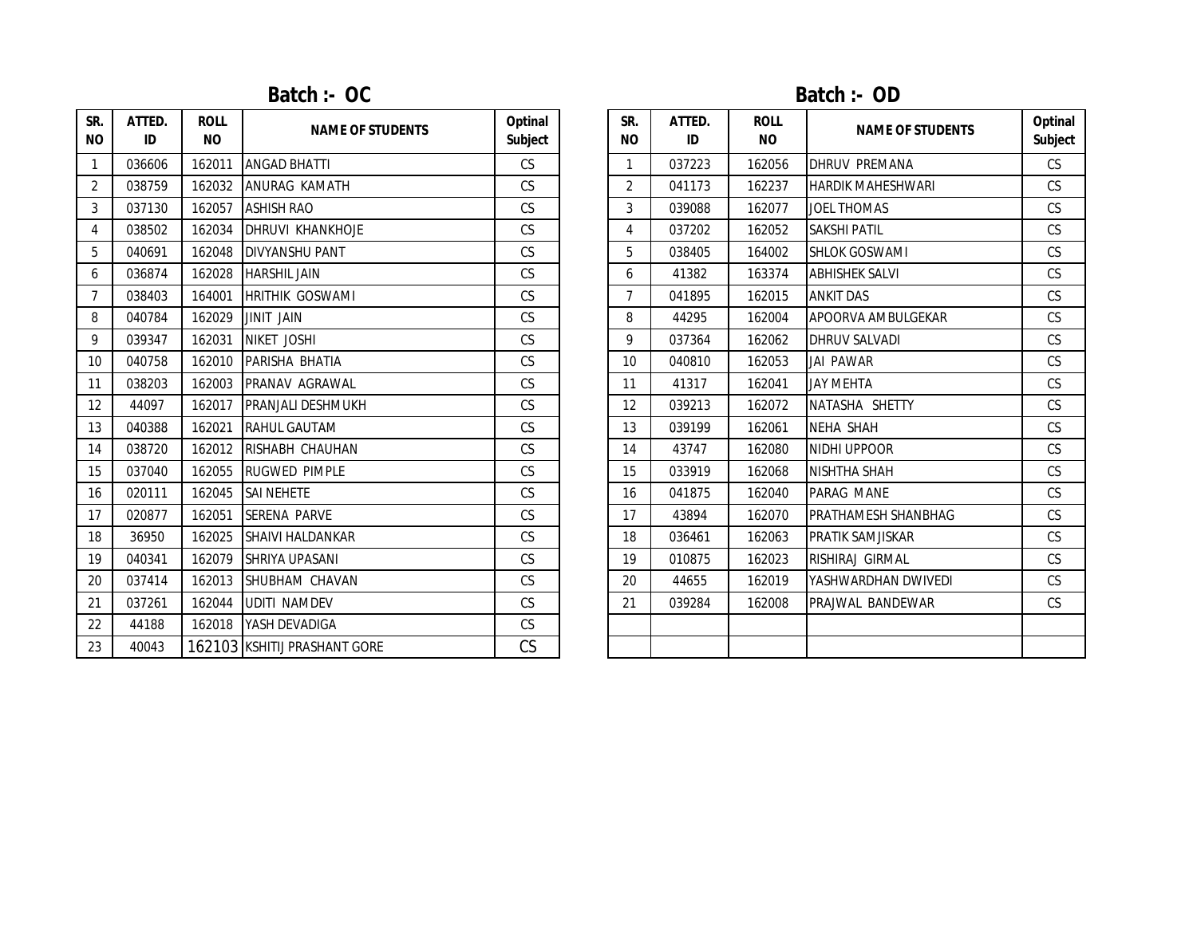## Batch :- OC

| SR. NO | ATTED. ID | ROLL NO | NAME OF STUDENTS | Optinal Subject |
|---|---|---|---|---|
| 1 | 036606 | 162011 | ANGAD BHATTI | CS |
| 2 | 038759 | 162032 | ANURAG KAMATH | CS |
| 3 | 037130 | 162057 | ASHISH RAO | CS |
| 4 | 038502 | 162034 | DHRUVI KHANKHOJE | CS |
| 5 | 040691 | 162048 | DIVYANSHU PANT | CS |
| 6 | 036874 | 162028 | HARSHIL JAIN | CS |
| 7 | 038403 | 164001 | HRITHIK GOSWAMI | CS |
| 8 | 040784 | 162029 | JINIT JAIN | CS |
| 9 | 039347 | 162031 | NIKET JOSHI | CS |
| 10 | 040758 | 162010 | PARISHA BHATIA | CS |
| 11 | 038203 | 162003 | PRANAV AGRAWAL | CS |
| 12 | 44097 | 162017 | PRANJALI DESHMUKH | CS |
| 13 | 040388 | 162021 | RAHUL GAUTAM | CS |
| 14 | 038720 | 162012 | RISHABH CHAUHAN | CS |
| 15 | 037040 | 162055 | RUGWED PIMPLE | CS |
| 16 | 020111 | 162045 | SAI NEHETE | CS |
| 17 | 020877 | 162051 | SERENA PARVE | CS |
| 18 | 36950 | 162025 | SHAIVI HALDANKAR | CS |
| 19 | 040341 | 162079 | SHRIYA UPASANI | CS |
| 20 | 037414 | 162013 | SHUBHAM CHAVAN | CS |
| 21 | 037261 | 162044 | UDITI NAMDEV | CS |
| 22 | 44188 | 162018 | YASH DEVADIGA | CS |
| 23 | 40043 | 162103 | KSHITIJ PRASHANT GORE | CS |

## Batch :- OD

| SR. NO | ATTED. ID | ROLL NO | NAME OF STUDENTS | Optinal Subject |
|---|---|---|---|---|
| 1 | 037223 | 162056 | DHRUV PREMANA | CS |
| 2 | 041173 | 162237 | HARDIK MAHESHWARI | CS |
| 3 | 039088 | 162077 | JOEL THOMAS | CS |
| 4 | 037202 | 162052 | SAKSHI PATIL | CS |
| 5 | 038405 | 164002 | SHLOK GOSWAMI | CS |
| 6 | 41382 | 163374 | ABHISHEK SALVI | CS |
| 7 | 041895 | 162015 | ANKIT DAS | CS |
| 8 | 44295 | 162004 | APOORVA AMBULGEKAR | CS |
| 9 | 037364 | 162062 | DHRUV SALVADI | CS |
| 10 | 040810 | 162053 | JAI PAWAR | CS |
| 11 | 41317 | 162041 | JAY MEHTA | CS |
| 12 | 039213 | 162072 | NATASHA SHETTY | CS |
| 13 | 039199 | 162061 | NEHA SHAH | CS |
| 14 | 43747 | 162080 | NIDHI UPPOOR | CS |
| 15 | 033919 | 162068 | NISHTHA SHAH | CS |
| 16 | 041875 | 162040 | PARAG MANE | CS |
| 17 | 43894 | 162070 | PRATHAMESH SHANBHAG | CS |
| 18 | 036461 | 162063 | PRATIK SAMJISKAR | CS |
| 19 | 010875 | 162023 | RISHIRAJ GIRMAL | CS |
| 20 | 44655 | 162019 | YASHWARDHAN DWIVEDI | CS |
| 21 | 039284 | 162008 | PRAJWAL BANDEWAR | CS |
| | | | | |
| | | | | |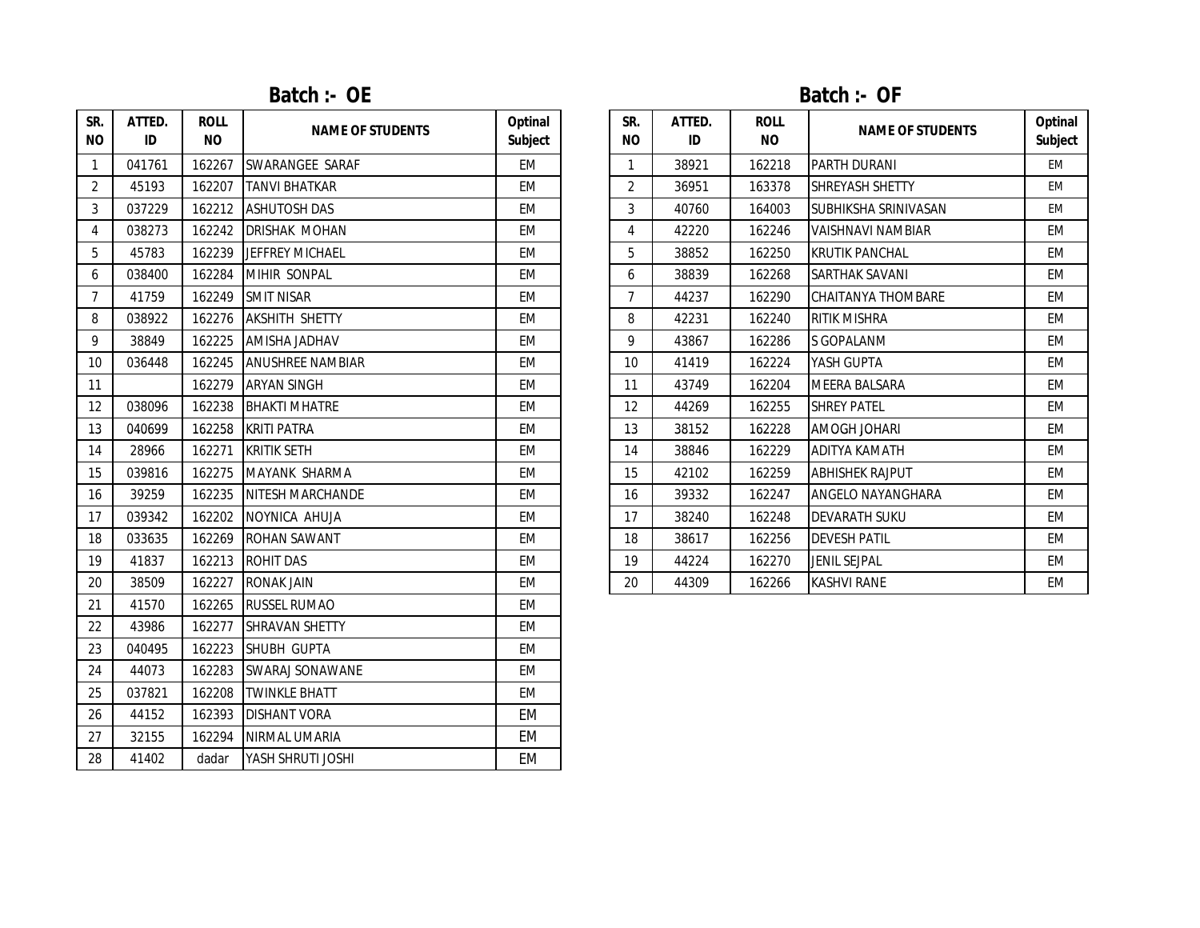## Batch :- OE

| SR. NO | ATTED. ID | ROLL NO | NAME OF STUDENTS | Optinal Subject |
|---|---|---|---|---|
| 1 | 041761 | 162267 | SWARANGEE SARAF | EM |
| 2 | 45193 | 162207 | TANVI BHATKAR | EM |
| 3 | 037229 | 162212 | ASHUTOSH DAS | EM |
| 4 | 038273 | 162242 | DRISHAK MOHAN | EM |
| 5 | 45783 | 162239 | JEFFREY MICHAEL | EM |
| 6 | 038400 | 162284 | MIHIR SONPAL | EM |
| 7 | 41759 | 162249 | SMIT NISAR | EM |
| 8 | 038922 | 162276 | AKSHITH SHETTY | EM |
| 9 | 38849 | 162225 | AMISHA JADHAV | EM |
| 10 | 036448 | 162245 | ANUSHREE NAMBIAR | EM |
| 11 | | 162279 | ARYAN SINGH | EM |
| 12 | 038096 | 162238 | BHAKTI MHATRE | EM |
| 13 | 040699 | 162258 | KRITI PATRA | EM |
| 14 | 28966 | 162271 | KRITIK SETH | EM |
| 15 | 039816 | 162275 | MAYANK SHARMA | EM |
| 16 | 39259 | 162235 | NITESH MARCHANDE | EM |
| 17 | 039342 | 162202 | NOYNICA AHUJA | EM |
| 18 | 033635 | 162269 | ROHAN SAWANT | EM |
| 19 | 41837 | 162213 | ROHIT DAS | EM |
| 20 | 38509 | 162227 | RONAK JAIN | EM |
| 21 | 41570 | 162265 | RUSSEL RUMAO | EM |
| 22 | 43986 | 162277 | SHRAVAN SHETTY | EM |
| 23 | 040495 | 162223 | SHUBH GUPTA | EM |
| 24 | 44073 | 162283 | SWARAJ SONAWANE | EM |
| 25 | 037821 | 162208 | TWINKLE BHATT | EM |
| 26 | 44152 | 162393 | DISHANT VORA | EM |
| 27 | 32155 | 162294 | NIRMAL UMARIA | EM |
| 28 | 41402 | dadar | YASH SHRUTI JOSHI | EM |

## Batch :- OF

| SR. NO | ATTED. ID | ROLL NO | NAME OF STUDENTS | Optinal Subject |
|---|---|---|---|---|
| 1 | 38921 | 162218 | PARTH DURANI | EM |
| 2 | 36951 | 163378 | SHREYASH SHETTY | EM |
| 3 | 40760 | 164003 | SUBHIKSHA SRINIVASAN | EM |
| 4 | 42220 | 162246 | VAISHNAVI NAMBIAR | EM |
| 5 | 38852 | 162250 | KRUTIK PANCHAL | EM |
| 6 | 38839 | 162268 | SARTHAK SAVANI | EM |
| 7 | 44237 | 162290 | CHAITANYA THOMBARE | EM |
| 8 | 42231 | 162240 | RITIK MISHRA | EM |
| 9 | 43867 | 162286 | S GOPALANM | EM |
| 10 | 41419 | 162224 | YASH GUPTA | EM |
| 11 | 43749 | 162204 | MEERA BALSARA | EM |
| 12 | 44269 | 162255 | SHREY PATEL | EM |
| 13 | 38152 | 162228 | AMOGH JOHARI | EM |
| 14 | 38846 | 162229 | ADITYA KAMATH | EM |
| 15 | 42102 | 162259 | ABHISHEK RAJPUT | EM |
| 16 | 39332 | 162247 | ANGELO NAYANGHARA | EM |
| 17 | 38240 | 162248 | DEVARATH SUKU | EM |
| 18 | 38617 | 162256 | DEVESH PATIL | EM |
| 19 | 44224 | 162270 | JENIL SEJPAL | EM |
| 20 | 44309 | 162266 | KASHVI RANE | EM |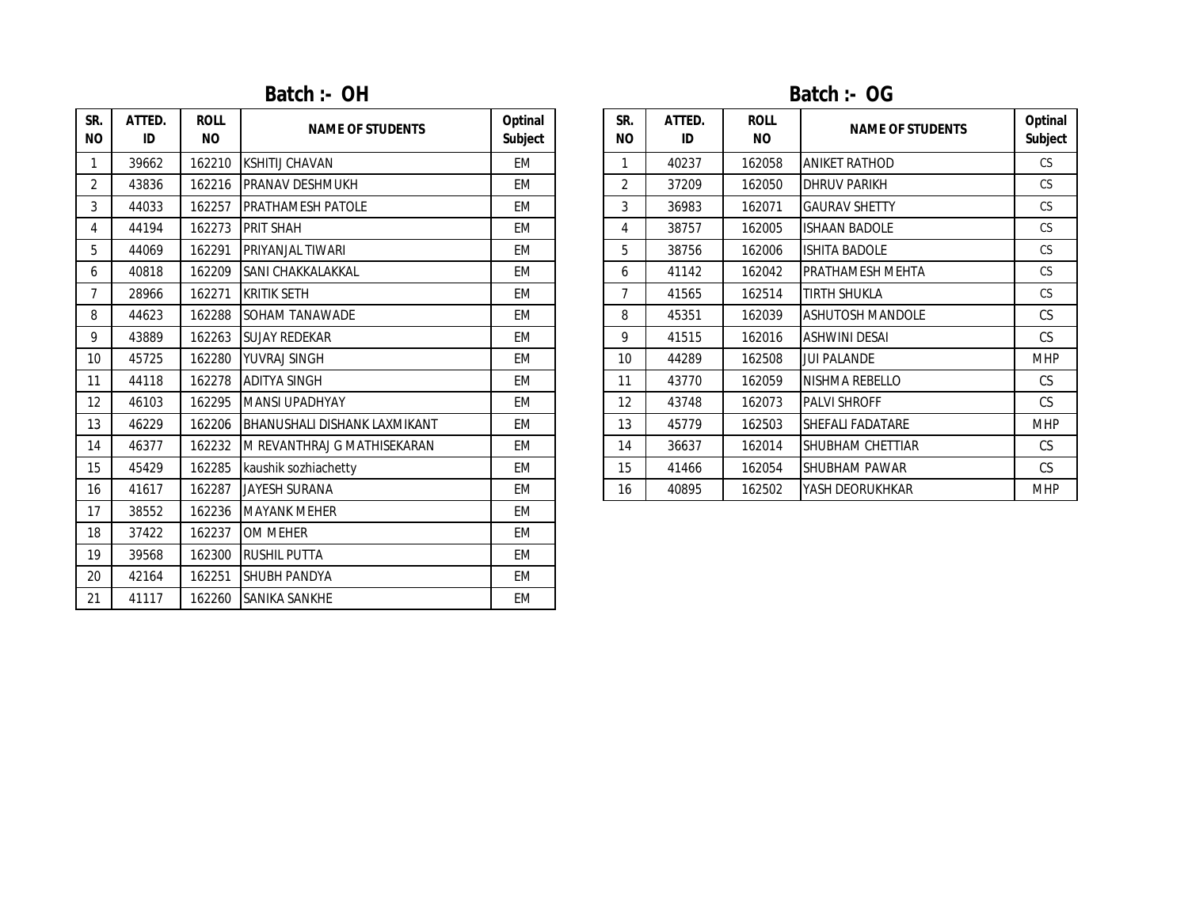## Batch :- OH

| SR. NO | ATTED. ID | ROLL NO | NAME OF STUDENTS | Optinal Subject |
|---|---|---|---|---|
| 1 | 39662 | 162210 | KSHITIJ CHAVAN | EM |
| 2 | 43836 | 162216 | PRANAV DESHMUKH | EM |
| 3 | 44033 | 162257 | PRATHAMESH PATOLE | EM |
| 4 | 44194 | 162273 | PRIT SHAH | EM |
| 5 | 44069 | 162291 | PRIYANJAL TIWARI | EM |
| 6 | 40818 | 162209 | SANI CHAKKALAKKAL | EM |
| 7 | 28966 | 162271 | KRITIK SETH | EM |
| 8 | 44623 | 162288 | SOHAM TANAWADE | EM |
| 9 | 43889 | 162263 | SUJAY REDEKAR | EM |
| 10 | 45725 | 162280 | YUVRAJ SINGH | EM |
| 11 | 44118 | 162278 | ADITYA SINGH | EM |
| 12 | 46103 | 162295 | MANSI UPADHYAY | EM |
| 13 | 46229 | 162206 | BHANUSHALI DISHANK LAXMIKANT | EM |
| 14 | 46377 | 162232 | M REVANTHRAJ G MATHISEKARAN | EM |
| 15 | 45429 | 162285 | kaushik sozhiachetty | EM |
| 16 | 41617 | 162287 | JAYESH SURANA | EM |
| 17 | 38552 | 162236 | MAYANK MEHER | EM |
| 18 | 37422 | 162237 | OM MEHER | EM |
| 19 | 39568 | 162300 | RUSHIL PUTTA | EM |
| 20 | 42164 | 162251 | SHUBH PANDYA | EM |
| 21 | 41117 | 162260 | SANIKA SANKHE | EM |

## Batch :- OG

| SR. NO | ATTED. ID | ROLL NO | NAME OF STUDENTS | Optinal Subject |
|---|---|---|---|---|
| 1 | 40237 | 162058 | ANIKET RATHOD | CS |
| 2 | 37209 | 162050 | DHRUV PARIKH | CS |
| 3 | 36983 | 162071 | GAURAV SHETTY | CS |
| 4 | 38757 | 162005 | ISHAAN BADOLE | CS |
| 5 | 38756 | 162006 | ISHITA BADOLE | CS |
| 6 | 41142 | 162042 | PRATHAMESH MEHTA | CS |
| 7 | 41565 | 162514 | TIRTH SHUKLA | CS |
| 8 | 45351 | 162039 | ASHUTOSH MANDOLE | CS |
| 9 | 41515 | 162016 | ASHWINI DESAI | CS |
| 10 | 44289 | 162508 | JUI PALANDE | MHP |
| 11 | 43770 | 162059 | NISHMA REBELLO | CS |
| 12 | 43748 | 162073 | PALVI SHROFF | CS |
| 13 | 45779 | 162503 | SHEFALI FADATARE | MHP |
| 14 | 36637 | 162014 | SHUBHAM CHETTIAR | CS |
| 15 | 41466 | 162054 | SHUBHAM PAWAR | CS |
| 16 | 40895 | 162502 | YASH DEORUKHKAR | MHP |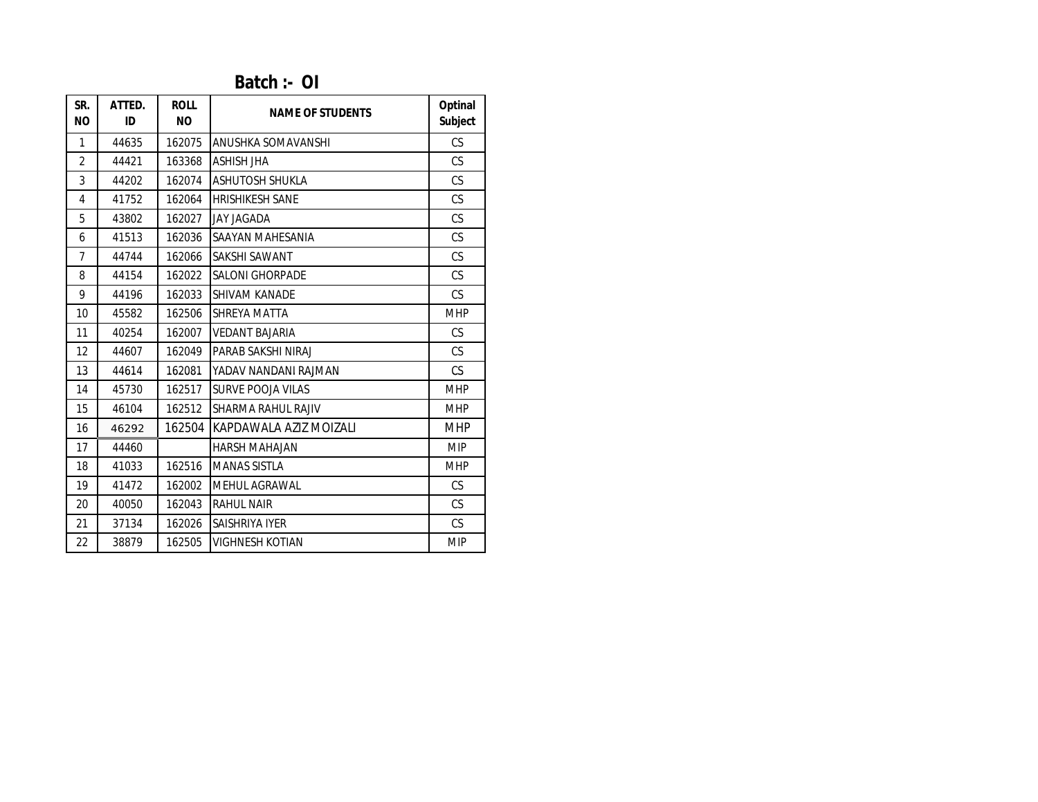## Batch :- OI

| SR. NO | ATTED. ID | ROLL NO | NAME OF STUDENTS | Optinal Subject |
|---|---|---|---|---|
| 1 | 44635 | 162075 | ANUSHKA SOMAVANSHI | CS |
| 2 | 44421 | 163368 | ASHISH JHA | CS |
| 3 | 44202 | 162074 | ASHUTOSH SHUKLA | CS |
| 4 | 41752 | 162064 | HRISHIKESH SANE | CS |
| 5 | 43802 | 162027 | JAY JAGADA | CS |
| 6 | 41513 | 162036 | SAAYAN MAHESANIA | CS |
| 7 | 44744 | 162066 | SAKSHI SAWANT | CS |
| 8 | 44154 | 162022 | SALONI GHORPADE | CS |
| 9 | 44196 | 162033 | SHIVAM KANADE | CS |
| 10 | 45582 | 162506 | SHREYA MATTA | MHP |
| 11 | 40254 | 162007 | VEDANT BAJARIA | CS |
| 12 | 44607 | 162049 | PARAB SAKSHI NIRAJ | CS |
| 13 | 44614 | 162081 | YADAV NANDANI RAJMAN | CS |
| 14 | 45730 | 162517 | SURVE POOJA VILAS | MHP |
| 15 | 46104 | 162512 | SHARMA RAHUL RAJIV | MHP |
| 16 | 46292 | 162504 | KAPDAWALA AZIZ MOIZALI | MHP |
| 17 | 44460 | | HARSH MAHAJAN | MIP |
| 18 | 41033 | 162516 | MANAS SISTLA | MHP |
| 19 | 41472 | 162002 | MEHUL AGRAWAL | CS |
| 20 | 40050 | 162043 | RAHUL NAIR | CS |
| 21 | 37134 | 162026 | SAISHRIYA IYER | CS |
| 22 | 38879 | 162505 | VIGHNESH KOTIAN | MIP |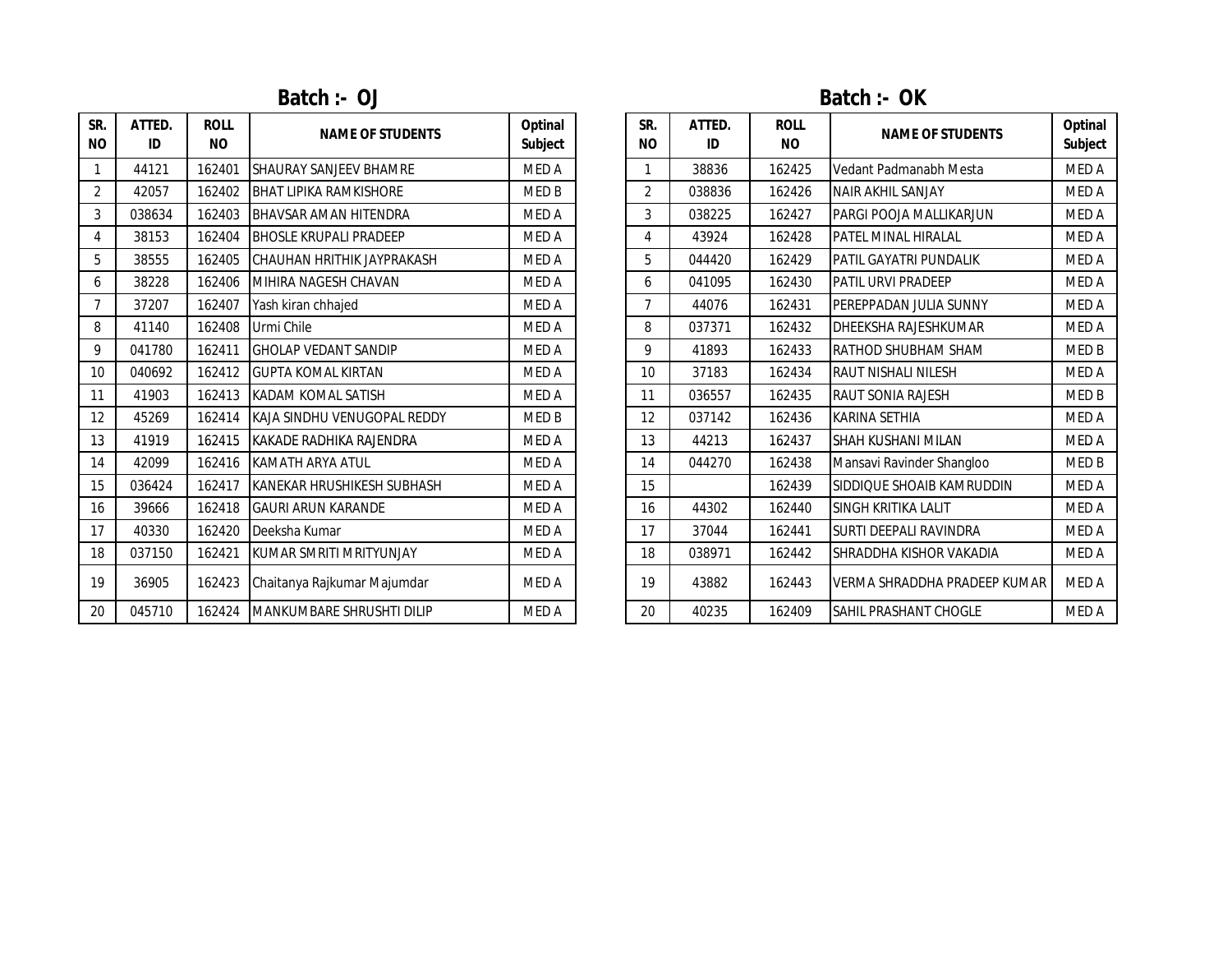## Batch :- OJ

| SR. NO | ATTED. ID | ROLL NO | NAME OF STUDENTS | Optinal Subject |
|---|---|---|---|---|
| 1 | 44121 | 162401 | SHAURAY SANJEEV BHAMRE | MED A |
| 2 | 42057 | 162402 | BHAT LIPIKA RAMKISHORE | MED B |
| 3 | 038634 | 162403 | BHAVSAR AMAN HITENDRA | MED A |
| 4 | 38153 | 162404 | BHOSLE KRUPALI PRADEEP | MED A |
| 5 | 38555 | 162405 | CHAUHAN HRITHIK JAYPRAKASH | MED A |
| 6 | 38228 | 162406 | MIHIRA NAGESH CHAVAN | MED A |
| 7 | 37207 | 162407 | Yash kiran chhajed | MED A |
| 8 | 41140 | 162408 | Urmi Chile | MED A |
| 9 | 041780 | 162411 | GHOLAP VEDANT SANDIP | MED A |
| 10 | 040692 | 162412 | GUPTA KOMAL KIRTAN | MED A |
| 11 | 41903 | 162413 | KADAM KOMAL SATISH | MED A |
| 12 | 45269 | 162414 | KAJA SINDHU VENUGOPAL REDDY | MED B |
| 13 | 41919 | 162415 | KAKADE RADHIKA RAJENDRA | MED A |
| 14 | 42099 | 162416 | KAMATH ARYA ATUL | MED A |
| 15 | 036424 | 162417 | KANEKAR HRUSHIKESH SUBHASH | MED A |
| 16 | 39666 | 162418 | GAURI ARUN KARANDE | MED A |
| 17 | 40330 | 162420 | Deeksha Kumar | MED A |
| 18 | 037150 | 162421 | KUMAR SMRITI MRITYUNJAY | MED A |
| 19 | 36905 | 162423 | Chaitanya Rajkumar Majumdar | MED A |
| 20 | 045710 | 162424 | MANKUMBARE SHRUSHTI DILIP | MED A |

## Batch :- OK

| SR. NO | ATTED. ID | ROLL NO | NAME OF STUDENTS | Optinal Subject |
|---|---|---|---|---|
| 1 | 38836 | 162425 | Vedant Padmanabh Mesta | MED A |
| 2 | 038836 | 162426 | NAIR AKHIL SANJAY | MED A |
| 3 | 038225 | 162427 | PARGI POOJA MALLIKARJUN | MED A |
| 4 | 43924 | 162428 | PATEL MINAL HIRALAL | MED A |
| 5 | 044420 | 162429 | PATIL GAYATRI PUNDALIK | MED A |
| 6 | 041095 | 162430 | PATIL URVI PRADEEP | MED A |
| 7 | 44076 | 162431 | PEREPPADAN JULIA SUNNY | MED A |
| 8 | 037371 | 162432 | DHEEKSHA RAJESHKUMAR | MED A |
| 9 | 41893 | 162433 | RATHOD SHUBHAM SHAM | MED B |
| 10 | 37183 | 162434 | RAUT NISHALI NILESH | MED A |
| 11 | 036557 | 162435 | RAUT SONIA RAJESH | MED B |
| 12 | 037142 | 162436 | KARINA SETHIA | MED A |
| 13 | 44213 | 162437 | SHAH KUSHANI MILAN | MED A |
| 14 | 044270 | 162438 | Mansavi Ravinder Shangloo | MED B |
| 15 | | 162439 | SIDDIQUE SHOAIB KAMRUDDIN | MED A |
| 16 | 44302 | 162440 | SINGH KRITIKA LALIT | MED A |
| 17 | 37044 | 162441 | SURTI DEEPALI RAVINDRA | MED A |
| 18 | 038971 | 162442 | SHRADDHA KISHOR VAKADIA | MED A |
| 19 | 43882 | 162443 | VERMA SHRADDHA PRADEEP KUMAR | MED A |
| 20 | 40235 | 162409 | SAHIL PRASHANT CHOGLE | MED A |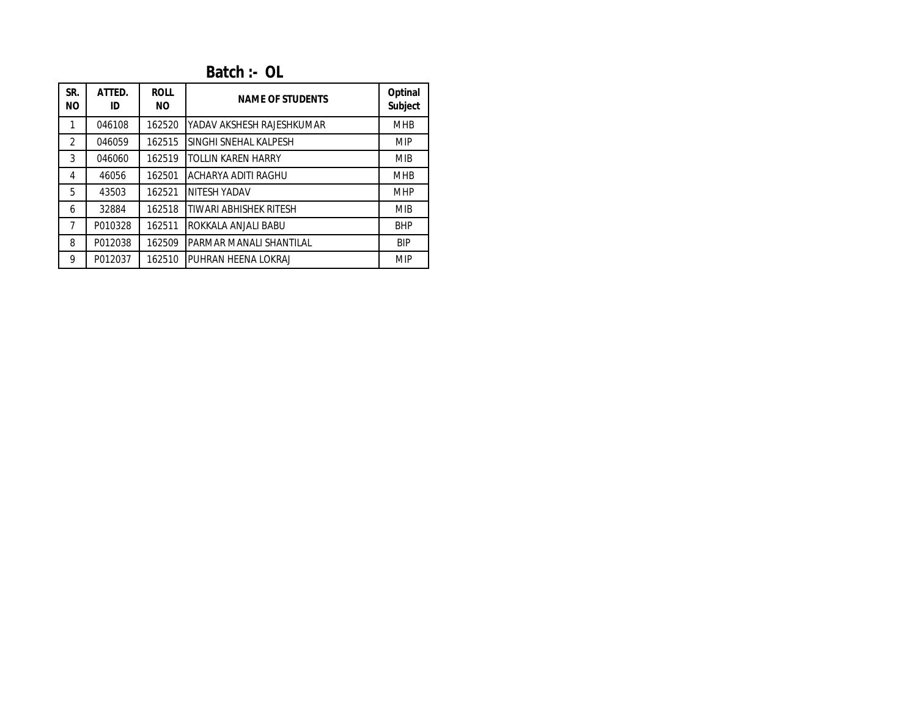## Batch :- OL

| SR. NO | ATTED. ID | ROLL NO | NAME OF STUDENTS | Optinal Subject |
|---|---|---|---|---|
| 1 | 046108 | 162520 | YADAV AKSHESH RAJESHKUMAR | MHB |
| 2 | 046059 | 162515 | SINGHI SNEHAL KALPESH | MIP |
| 3 | 046060 | 162519 | TOLLIN KAREN HARRY | MIB |
| 4 | 46056 | 162501 | ACHARYA ADITI RAGHU | MHB |
| 5 | 43503 | 162521 | NITESH YADAV | MHP |
| 6 | 32884 | 162518 | TIWARI ABHISHEK RITESH | MIB |
| 7 | P010328 | 162511 | ROKKALA ANJALI BABU | BHP |
| 8 | P012038 | 162509 | PARMAR MANALI SHANTILAL | BIP |
| 9 | P012037 | 162510 | PUHRAN HEENA LOKRAJ | MIP |